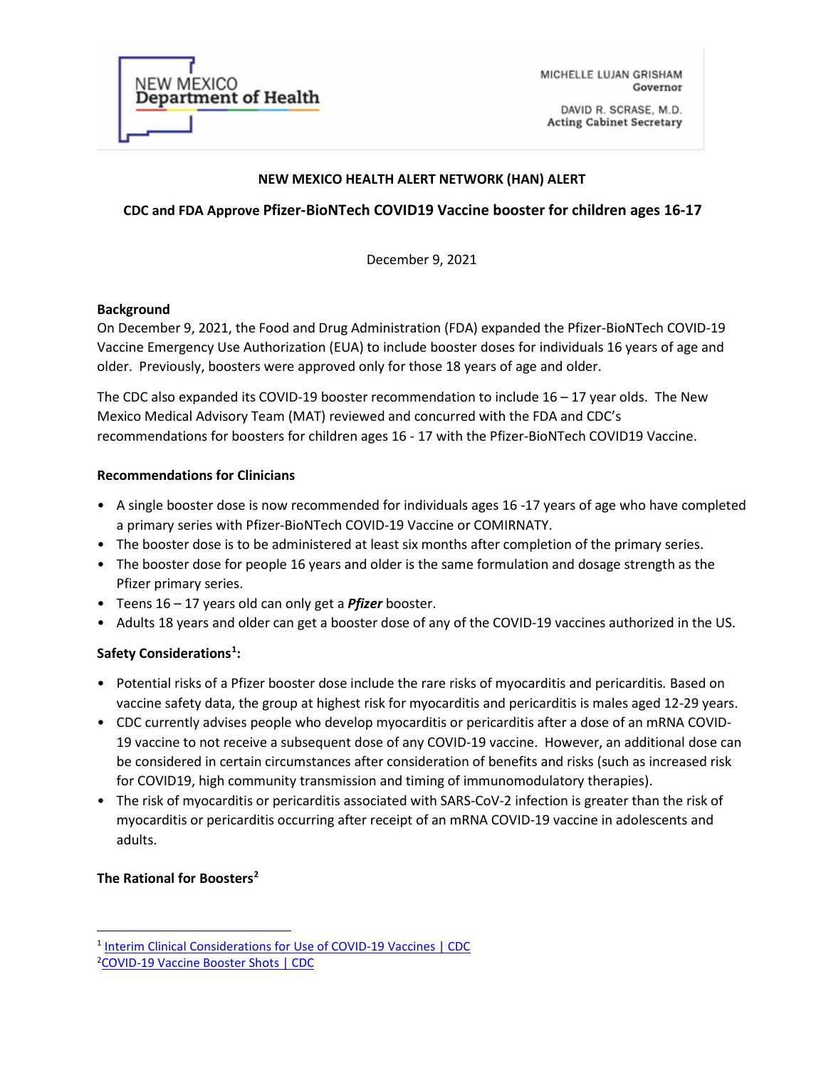NEW MEXICO
Department of Health

MICHELLE LUJAN GRISHAM
Governor

DAVID R. SCRASE, M.D.
Acting Cabinet Secretary

**NEW MEXICO HEALTH ALERT NETWORK (HAN) ALERT**

**CDC and FDA Approve Pfizer-BioNTech COVID19 Vaccine booster for children ages 16-17**

December 9, 2021

**Background**

On December 9, 2021, the Food and Drug Administration (FDA) expanded the Pfizer-BioNTech COVID-19 Vaccine Emergency Use Authorization (EUA) to include booster doses for individuals 16 years of age and older. Previously, boosters were approved only for those 18 years of age and older.

The CDC also expanded its COVID-19 booster recommendation to include 16 – 17 year olds. The New Mexico Medical Advisory Team (MAT) reviewed and concurred with the FDA and CDC's recommendations for boosters for children ages 16 - 17 with the Pfizer-BioNTech COVID19 Vaccine.

**Recommendations for Clinicians**

- A single booster dose is now recommended for individuals ages 16 -17 years of age who have completed a primary series with Pfizer-BioNTech COVID-19 Vaccine or COMIRNATY.
- The booster dose is to be administered at least six months after completion of the primary series.
- The booster dose for people 16 years and older is the same formulation and dosage strength as the Pfizer primary series.
- Teens 16 – 17 years old can only get a ***Pfizer*** booster.
- Adults 18 years and older can get a booster dose of any of the COVID-19 vaccines authorized in the US.

**Safety Considerations[1]:**

- Potential risks of a Pfizer booster dose include the rare risks of myocarditis and pericarditis. Based on vaccine safety data, the group at highest risk for myocarditis and pericarditis is males aged 12-29 years.
- CDC currently advises people who develop myocarditis or pericarditis after a dose of an mRNA COVID-19 vaccine to not receive a subsequent dose of any COVID-19 vaccine. However, an additional dose can be considered in certain circumstances after consideration of benefits and risks (such as increased risk for COVID19, high community transmission and timing of immunomodulatory therapies).
- The risk of myocarditis or pericarditis associated with SARS-CoV-2 infection is greater than the risk of myocarditis or pericarditis occurring after receipt of an mRNA COVID-19 vaccine in adolescents and adults.

**The Rational for Boosters[2]**

---

[1] Interim Clinical Considerations for Use of COVID-19 Vaccines | CDC

[2] COVID-19 Vaccine Booster Shots | CDC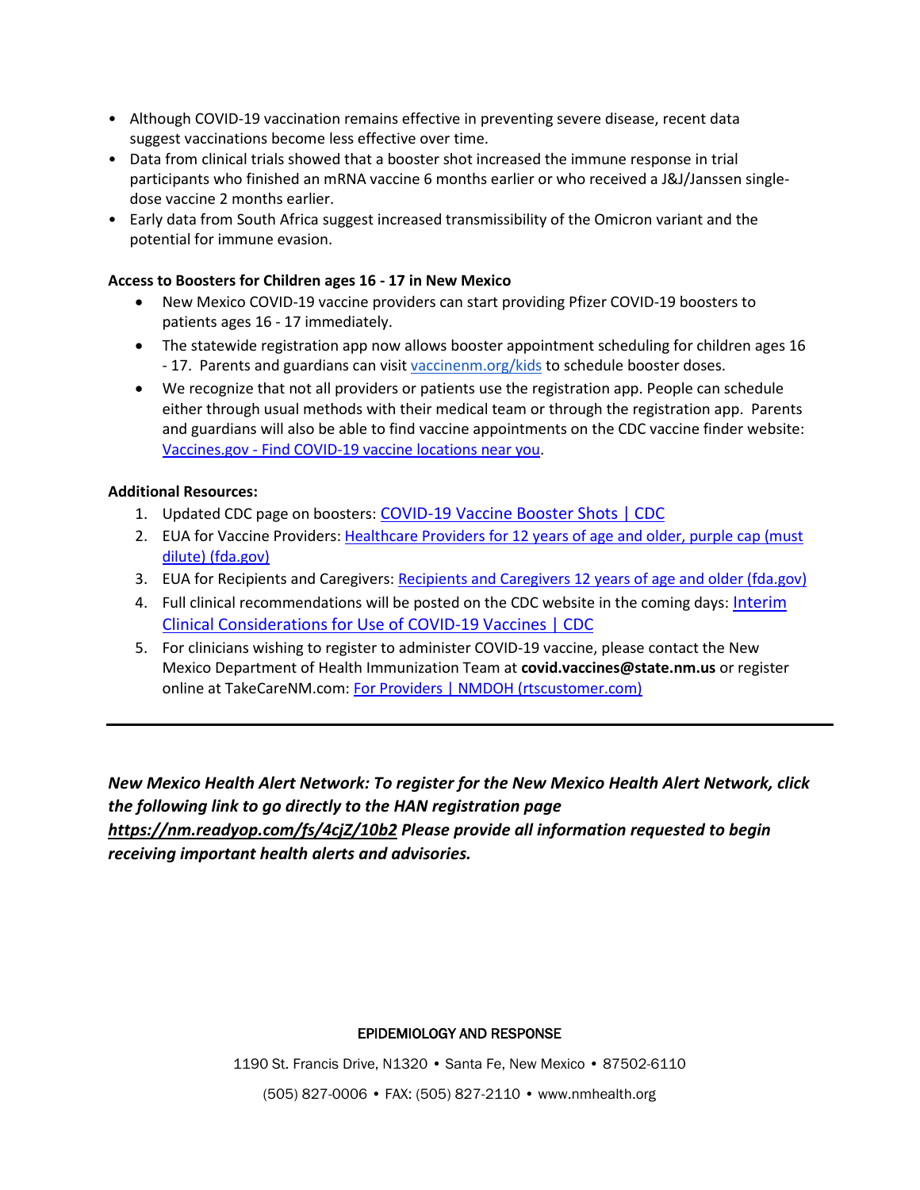- Although COVID-19 vaccination remains effective in preventing severe disease, recent data suggest vaccinations become less effective over time.
- Data from clinical trials showed that a booster shot increased the immune response in trial participants who finished an mRNA vaccine 6 months earlier or who received a J&J/Janssen single-dose vaccine 2 months earlier.
- Early data from South Africa suggest increased transmissibility of the Omicron variant and the potential for immune evasion.

**Access to Boosters for Children ages 16 - 17 in New Mexico**

- New Mexico COVID-19 vaccine providers can start providing Pfizer COVID-19 boosters to patients ages 16 - 17 immediately.
- The statewide registration app now allows booster appointment scheduling for children ages 16 - 17. Parents and guardians can visit [vaccinenm.org/kids](vaccinenm.org/kids) to schedule booster doses.
- We recognize that not all providers or patients use the registration app. People can schedule either through usual methods with their medical team or through the registration app. Parents and guardians will also be able to find vaccine appointments on the CDC vaccine finder website: [Vaccines.gov - Find COVID-19 vaccine locations near you](Vaccines.gov).

**Additional Resources:**

1. Updated CDC page on boosters: COVID-19 Vaccine Booster Shots | CDC
2. EUA for Vaccine Providers: Healthcare Providers for 12 years of age and older, purple cap (must dilute) (fda.gov)
3. EUA for Recipients and Caregivers: Recipients and Caregivers 12 years of age and older (fda.gov)
4. Full clinical recommendations will be posted on the CDC website in the coming days: Interim Clinical Considerations for Use of COVID-19 Vaccines | CDC
5. For clinicians wishing to register to administer COVID-19 vaccine, please contact the New Mexico Department of Health Immunization Team at **covid.vaccines@state.nm.us** or register online at TakeCareNM.com: For Providers | NMDOH (rtscustomer.com)

---

***New Mexico Health Alert Network: To register for the New Mexico Health Alert Network, click the following link to go directly to the HAN registration page https://nm.readyop.com/fs/4cjZ/10b2 Please provide all information requested to begin receiving important health alerts and advisories.***

EPIDEMIOLOGY AND RESPONSE

1190 St. Francis Drive, N1320 • Santa Fe, New Mexico • 87502-6110

(505) 827-0006 • FAX: (505) 827-2110 • www.nmhealth.org